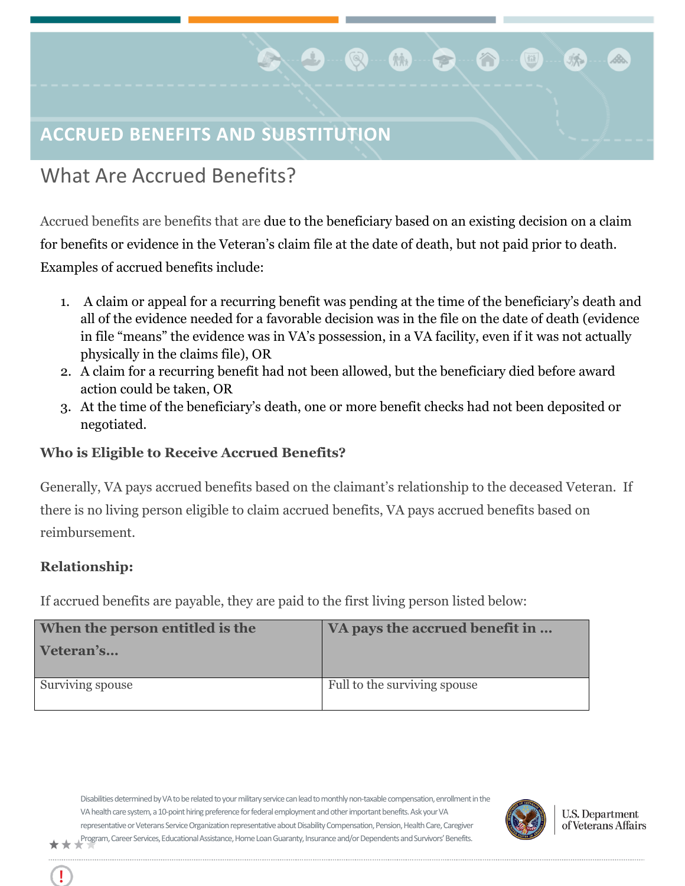# ACCRUED BENEFITS AND SUBSTITUTION

## What Are Accrued Benefits?

Accrued benefits are benefits that are due to the beneficiary based on an existing decision on a claim for benefits or evidence in the Veteran's claim file at the date of death, but not paid prior to death. Examples of accrued benefits include:

1. A claim or appeal for a recurring benefit was pending at the time of the beneficiary's death and all of the evidence needed for a favorable decision was in the file on the date of death (evidence in file "means" the evidence was in VA's possession, in a VA facility, even if it was not actually physically in the claims file), OR
2. A claim for a recurring benefit had not been allowed, but the beneficiary died before award action could be taken, OR
3. At the time of the beneficiary's death, one or more benefit checks had not been deposited or negotiated.

### Who is Eligible to Receive Accrued Benefits?

Generally, VA pays accrued benefits based on the claimant's relationship to the deceased Veteran. If there is no living person eligible to claim accrued benefits, VA pays accrued benefits based on reimbursement.

### Relationship:

If accrued benefits are payable, they are paid to the first living person listed below:

| When the person entitled is the Veteran's… | VA pays the accrued benefit in … |
|---|---|
| Surviving spouse | Full to the surviving spouse |

Disabilities determined by VA to be related to your military service can lead to monthly non-taxable compensation, enrollment in the VA health care system, a 10-point hiring preference for federal employment and other important benefits. Ask your VA representative or Veterans Service Organization representative about Disability Compensation, Pension, Health Care, Caregiver Program, Career Services, Educational Assistance, Home Loan Guaranty, Insurance and/or Dependents and Survivors' Benefits.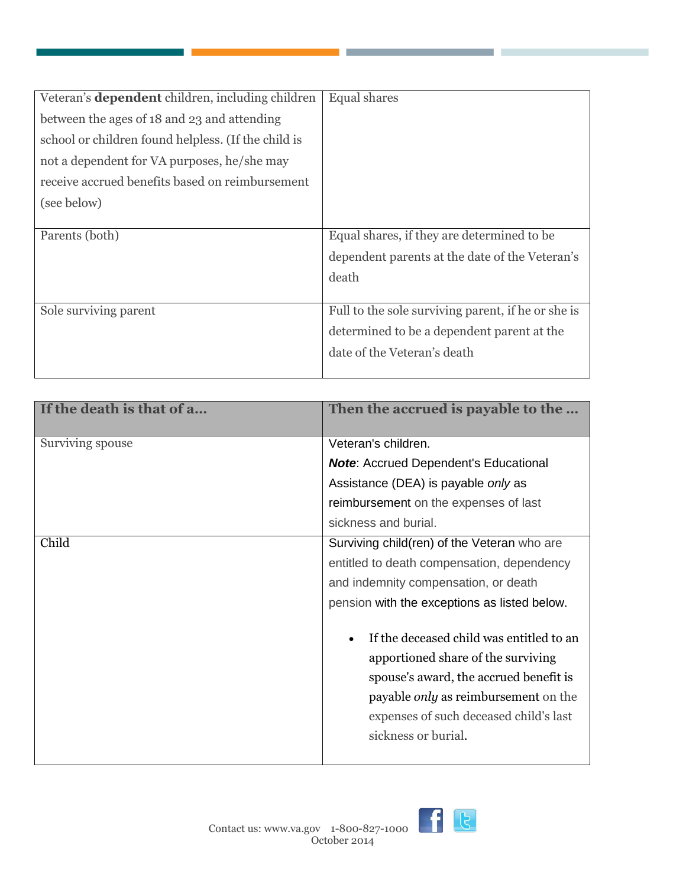| | |
|---|---|
| Veteran's **dependent** children, including children between the ages of 18 and 23 and attending school or children found helpless. (If the child is not a dependent for VA purposes, he/she may receive accrued benefits based on reimbursement (see below) | Equal shares |
| Parents (both) | Equal shares, if they are determined to be dependent parents at the date of the Veteran's death |
| Sole surviving parent | Full to the sole surviving parent, if he or she is determined to be a dependent parent at the date of the Veteran's death |

| If the death is that of a… | Then the accrued is payable to the … |
|---|---|
| Surviving spouse | Veteran's children.<br>***Note***: Accrued Dependent's Educational Assistance (DEA) is payable *only* as reimbursement on the expenses of last sickness and burial. |
| Child | Surviving child(ren) of the Veteran who are entitled to death compensation, dependency and indemnity compensation, or death pension with the exceptions as listed below.<br><br>• If the deceased child was entitled to an apportioned share of the surviving spouse's award, the accrued benefit is payable *only* as reimbursement on the expenses of such deceased child's last sickness or burial. |

Contact us: www.va.gov 1-800-827-1000
October 2014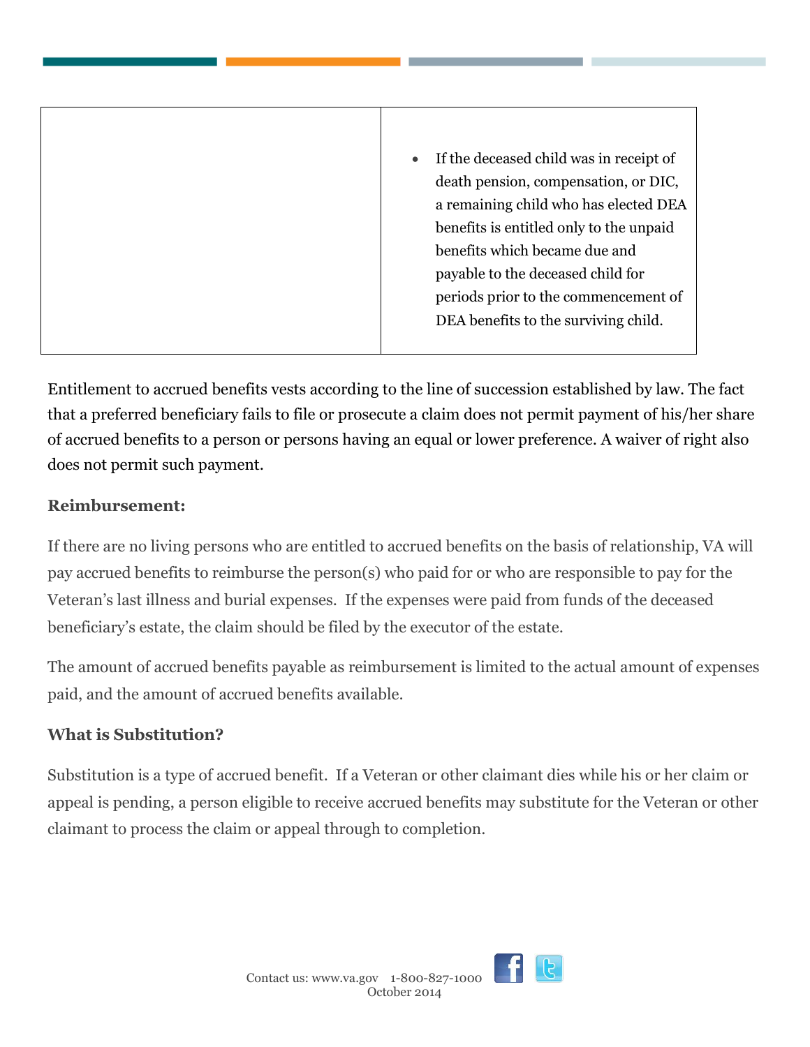| | |
|---|---|
| | • If the deceased child was in receipt of death pension, compensation, or DIC, a remaining child who has elected DEA benefits is entitled only to the unpaid benefits which became due and payable to the deceased child for periods prior to the commencement of DEA benefits to the surviving child. |

Entitlement to accrued benefits vests according to the line of succession established by law. The fact that a preferred beneficiary fails to file or prosecute a claim does not permit payment of his/her share of accrued benefits to a person or persons having an equal or lower preference. A waiver of right also does not permit such payment.

**Reimbursement:**

If there are no living persons who are entitled to accrued benefits on the basis of relationship, VA will pay accrued benefits to reimburse the person(s) who paid for or who are responsible to pay for the Veteran's last illness and burial expenses. If the expenses were paid from funds of the deceased beneficiary's estate, the claim should be filed by the executor of the estate.

The amount of accrued benefits payable as reimbursement is limited to the actual amount of expenses paid, and the amount of accrued benefits available.

**What is Substitution?**

Substitution is a type of accrued benefit. If a Veteran or other claimant dies while his or her claim or appeal is pending, a person eligible to receive accrued benefits may substitute for the Veteran or other claimant to process the claim or appeal through to completion.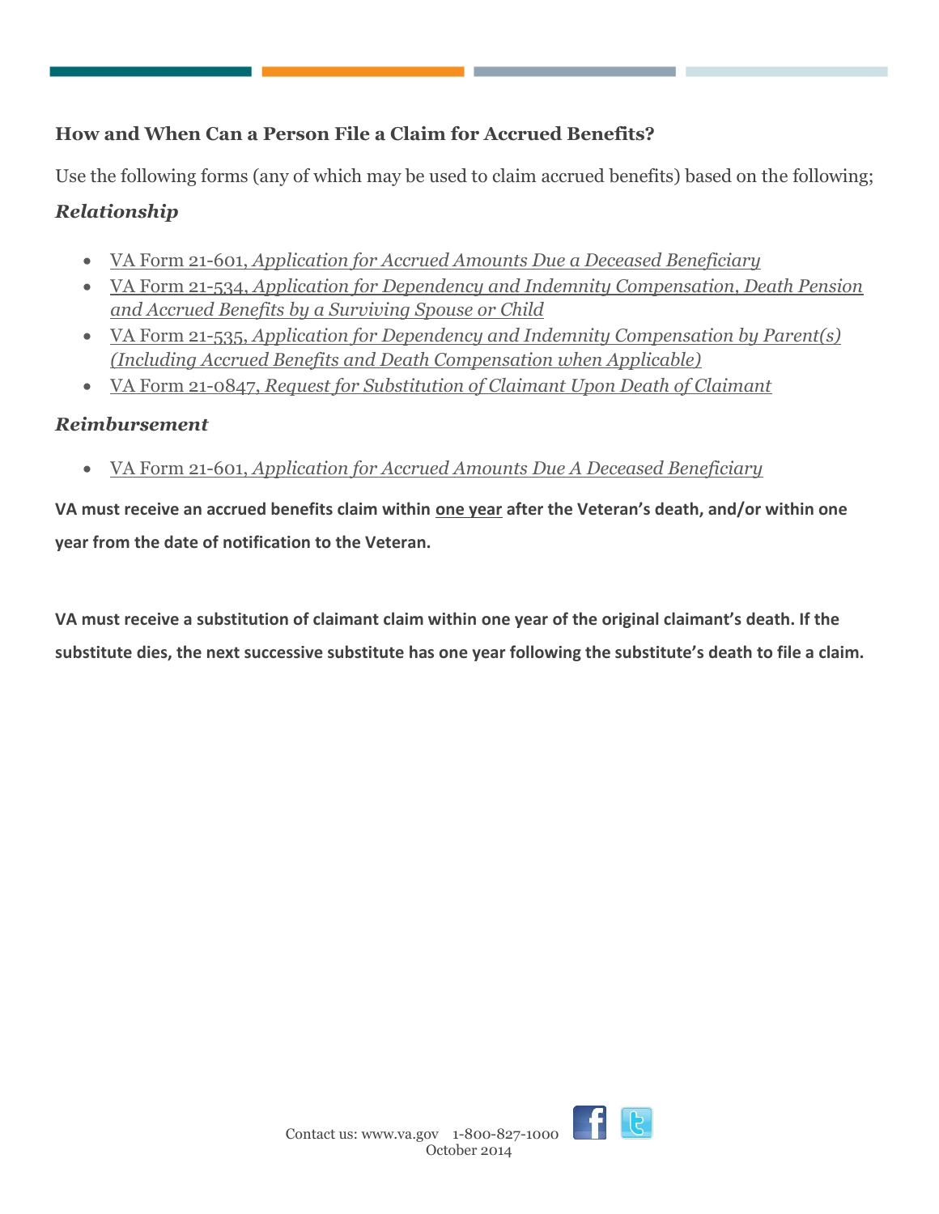### How and When Can a Person File a Claim for Accrued Benefits?

Use the following forms (any of which may be used to claim accrued benefits) based on the following;

#### *Relationship*

- VA Form 21-601, *Application for Accrued Amounts Due a Deceased Beneficiary*
- VA Form 21-534, *Application for Dependency and Indemnity Compensation, Death Pension and Accrued Benefits by a Surviving Spouse or Child*
- VA Form 21-535, *Application for Dependency and Indemnity Compensation by Parent(s) (Including Accrued Benefits and Death Compensation when Applicable)*
- VA Form 21-0847, *Request for Substitution of Claimant Upon Death of Claimant*

#### *Reimbursement*

- VA Form 21-601, *Application for Accrued Amounts Due A Deceased Beneficiary*

**VA must receive an accrued benefits claim within one year after the Veteran's death, and/or within one year from the date of notification to the Veteran.**

**VA must receive a substitution of claimant claim within one year of the original claimant's death. If the substitute dies, the next successive substitute has one year following the substitute's death to file a claim.**

Contact us: www.va.gov 1-800-827-1000
October 2014